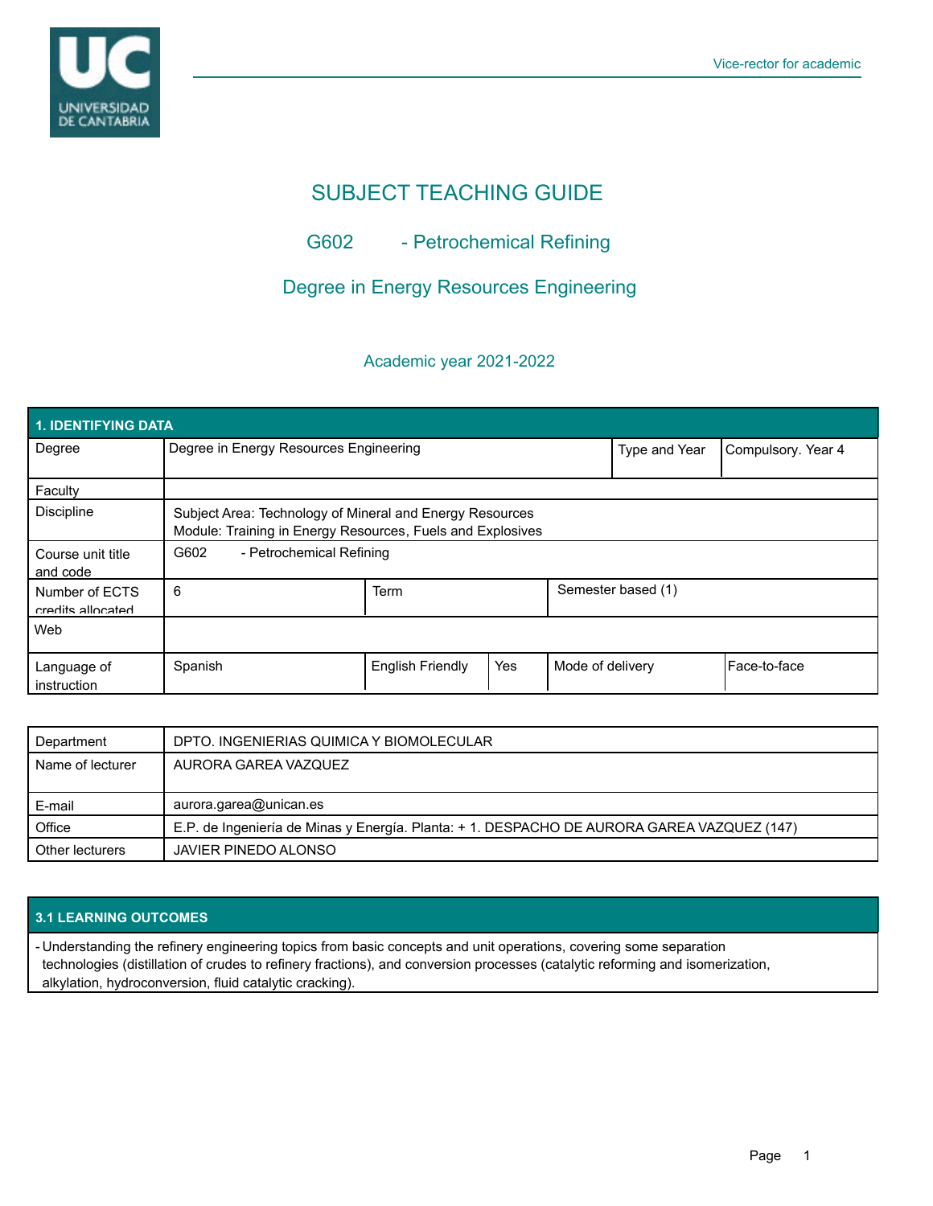# SUBJECT TEACHING GUIDE

## G602 - Petrochemical Refining

## Degree in Energy Resources Engineering

### Academic year 2021-2022

| 1. IDENTIFYING DATA | | | | | |
|---|---|---|---|---|---|
| Degree | Degree in Energy Resources Engineering | | | Type and Year | Compulsory. Year 4 |
| Faculty | | | | | |
| Discipline | Subject Area: Technology of Mineral and Energy Resources<br>Module: Training in Energy Resources, Fuels and Explosives | | | | |
| Course unit title and code | G602 - Petrochemical Refining | | | | |
| Number of ECTS credits allocated | 6 | Term | | Semester based (1) | |
| Web | | | | | |
| Language of instruction | Spanish | English Friendly | Yes | Mode of delivery | Face-to-face |

| | |
|---|---|
| Department | DPTO. INGENIERIAS QUIMICA Y BIOMOLECULAR |
| Name of lecturer | AURORA GAREA VAZQUEZ |
| E-mail | aurora.garea@unican.es |
| Office | E.P. de Ingeniería de Minas y Energía. Planta: + 1. DESPACHO DE AURORA GAREA VAZQUEZ (147) |
| Other lecturers | JAVIER PINEDO ALONSO |

## 3.1 LEARNING OUTCOMES

- Understanding the refinery engineering topics from basic concepts and unit operations, covering some separation technologies (distillation of crudes to refinery fractions), and conversion processes (catalytic reforming and isomerization, alkylation, hydroconversion, fluid catalytic cracking).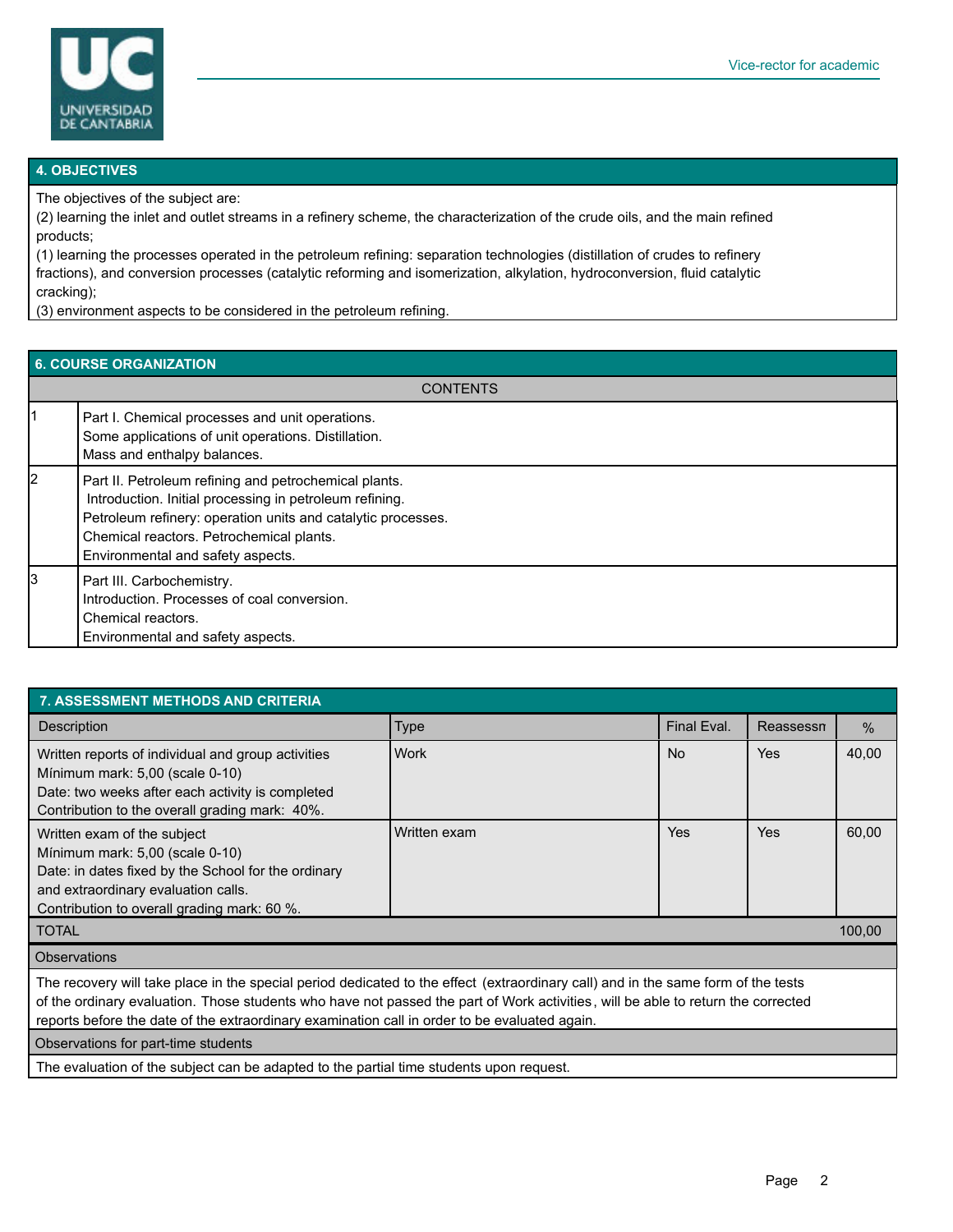## 4. OBJECTIVES

The objectives of the subject are:
(2) learning the inlet and outlet streams in a refinery scheme, the characterization of the crude oils, and the main refined products;
(1) learning the processes operated in the petroleum refining: separation technologies (distillation of crudes to refinery fractions), and conversion processes (catalytic reforming and isomerization, alkylation, hydroconversion, fluid catalytic cracking);
(3) environment aspects to be considered in the petroleum refining.

## 6. COURSE ORGANIZATION

| | CONTENTS |
|---|---|
| 1 | Part I. Chemical processes and unit operations.<br>Some applications of unit operations. Distillation.<br>Mass and enthalpy balances. |
| 2 | Part II. Petroleum refining and petrochemical plants.<br>Introduction. Initial processing in petroleum refining.<br>Petroleum refinery: operation units and catalytic processes.<br>Chemical reactors. Petrochemical plants.<br>Environmental and safety aspects. |
| 3 | Part III. Carbochemistry.<br>Introduction. Processes of coal conversion.<br>Chemical reactors.<br>Environmental and safety aspects. |

## 7. ASSESSMENT METHODS AND CRITERIA

| Description | Type | Final Eval. | Reassessn | % |
|---|---|---|---|---|
| Written reports of individual and group activities<br>Mínimum mark: 5,00 (scale 0-10)<br>Date: two weeks after each activity is completed<br>Contribution to the overall grading mark: 40%. | Work | No | Yes | 40,00 |
| Written exam of the subject<br>Mínimum mark: 5,00 (scale 0-10)<br>Date: in dates fixed by the School for the ordinary and extraordinary evaluation calls.<br>Contribution to overall grading mark: 60 %. | Written exam | Yes | Yes | 60,00 |
| TOTAL | | | | 100,00 |

**Observations**

The recovery will take place in the special period dedicated to the effect (extraordinary call) and in the same form of the tests of the ordinary evaluation. Those students who have not passed the part of Work activities, will be able to return the corrected reports before the date of the extraordinary examination call in order to be evaluated again.

**Observations for part-time students**

The evaluation of the subject can be adapted to the partial time students upon request.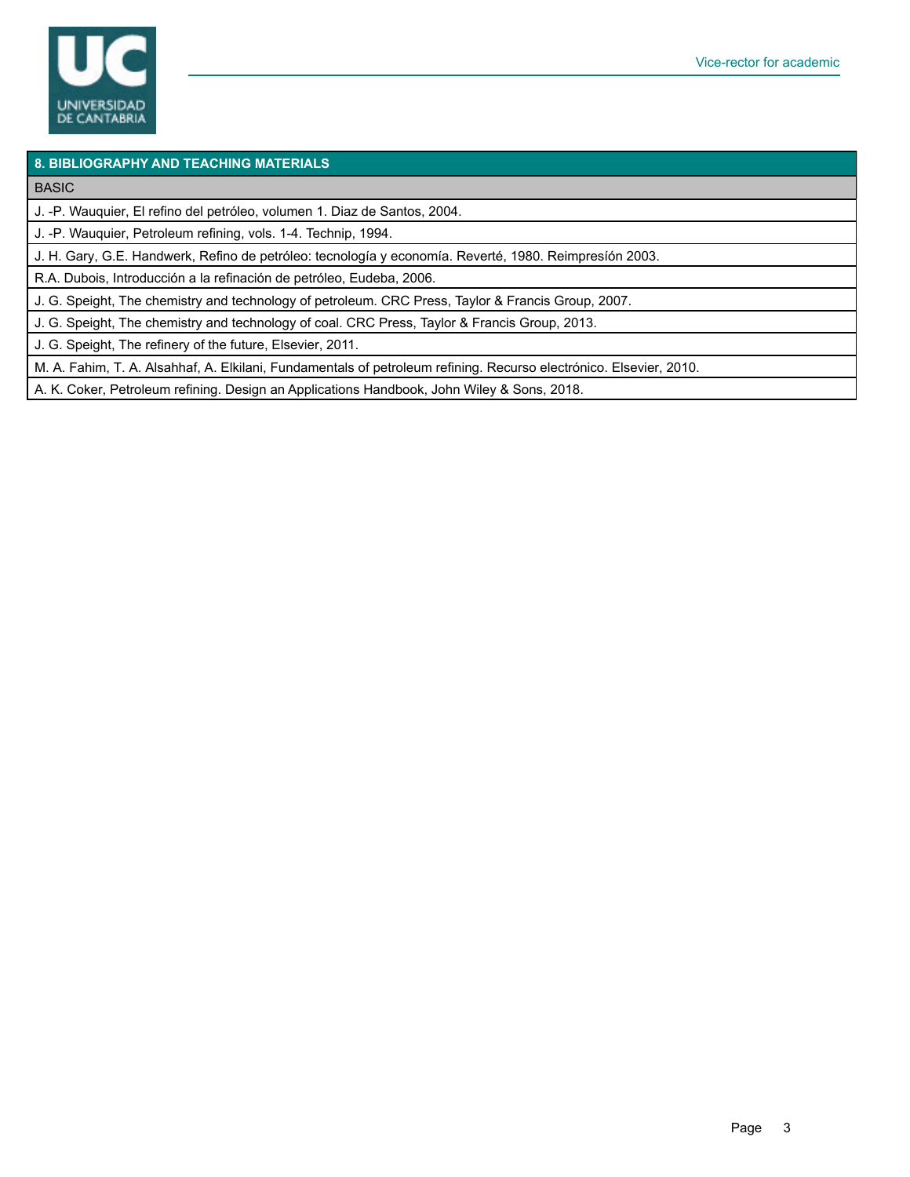## 8. BIBLIOGRAPHY AND TEACHING MATERIALS

### BASIC

J. -P. Wauquier, El refino del petróleo, volumen 1. Diaz de Santos, 2004.

J. -P. Wauquier, Petroleum refining, vols. 1-4. Technip, 1994.

J. H. Gary, G.E. Handwerk, Refino de petróleo: tecnología y economía. Reverté, 1980. Reimpresíón 2003.

R.A. Dubois, Introducción a la refinación de petróleo, Eudeba, 2006.

J. G. Speight, The chemistry and technology of petroleum. CRC Press, Taylor & Francis Group, 2007.

J. G. Speight, The chemistry and technology of coal. CRC Press, Taylor & Francis Group, 2013.

J. G. Speight, The refinery of the future, Elsevier, 2011.

M. A. Fahim, T. A. Alsahhaf, A. Elkilani, Fundamentals of petroleum refining. Recurso electrónico. Elsevier, 2010.

A. K. Coker, Petroleum refining. Design an Applications Handbook, John Wiley & Sons, 2018.